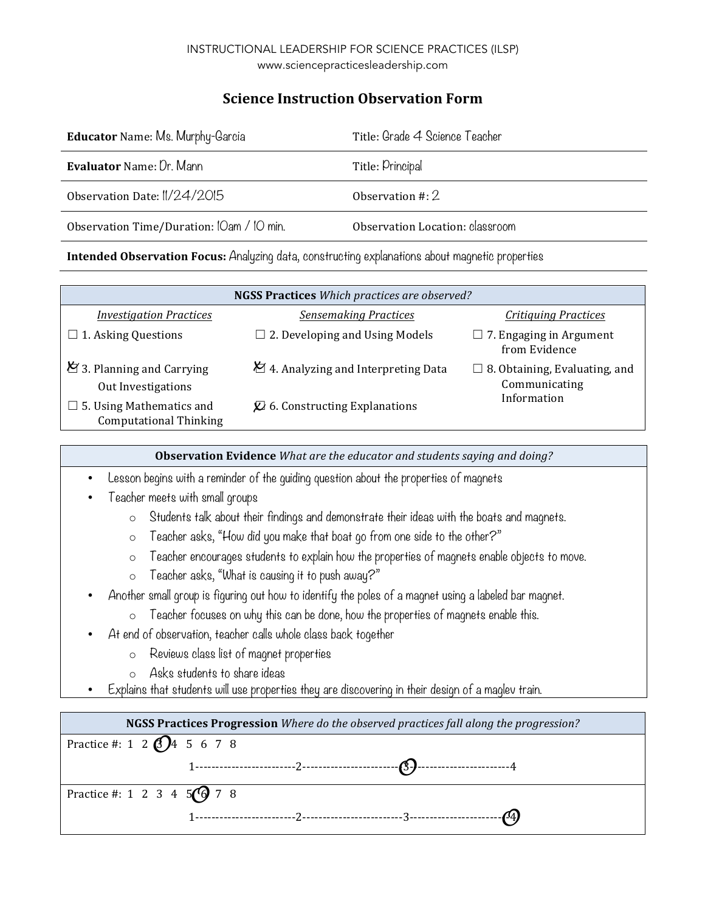INSTRUCTIONAL LEADERSHIP FOR SCIENCE PRACTICES (ILSP)
www.sciencepracticesleadership.com

# Science Instruction Observation Form

| | |
|---|---|
| **Educator** Name: Ms. Murphy-Garcia | Title: Grade 4 Science Teacher |
| **Evaluator** Name: Dr. Mann | Title: Principal |
| Observation Date: 11/24/2015 | Observation #: 2 |
| Observation Time/Duration: 10am / 10 min. | Observation Location: classroom |

**Intended Observation Focus:** Analyzing data, constructing explanations about magnetic properties

| **NGSS Practices** *Which practices are observed?* | | |
|---|---|---|
| *Investigation Practices* | *Sensemaking Practices* | *Critiquing Practices* |
| ☐ 1. Asking Questions | ☐ 2. Developing and Using Models | ☐ 7. Engaging in Argument from Evidence |
| ☒ 3. Planning and Carrying Out Investigations | ☒ 4. Analyzing and Interpreting Data | ☐ 8. Obtaining, Evaluating, and Communicating Information |
| ☐ 5. Using Mathematics and Computational Thinking | ☒ 6. Constructing Explanations | |

**Observation Evidence** *What are the educator and students saying and doing?*

- Lesson begins with a reminder of the guiding question about the properties of magnets
- Teacher meets with small groups
  - Students talk about their findings and demonstrate their ideas with the boats and magnets.
  - Teacher asks, "How did you make that boat go from one side to the other?"
  - Teacher encourages students to explain how the properties of magnets enable objects to move.
  - Teacher asks, "What is causing it to push away?"
- Another small group is figuring out how to identify the poles of a magnet using a labeled bar magnet.
  - Teacher focuses on why this can be done, how the properties of magnets enable this.
- At end of observation, teacher calls whole class back together
  - Reviews class list of magnet properties
  - Asks students to share ideas
- Explains that students will use properties they are discovering in their design of a maglev train.

**NGSS Practices Progression** *Where do the observed practices fall along the progression?*

| Practice # | Progression (1–4) |
|---|---|
| 1 2 **(3)** 4 5 6 7 8 | 1 --- 2 --- **(3)** --- 4 |
| 1 2 3 4 5 **(6)** 7 8 | 1 --- 2 --- 3 --- **(4)** |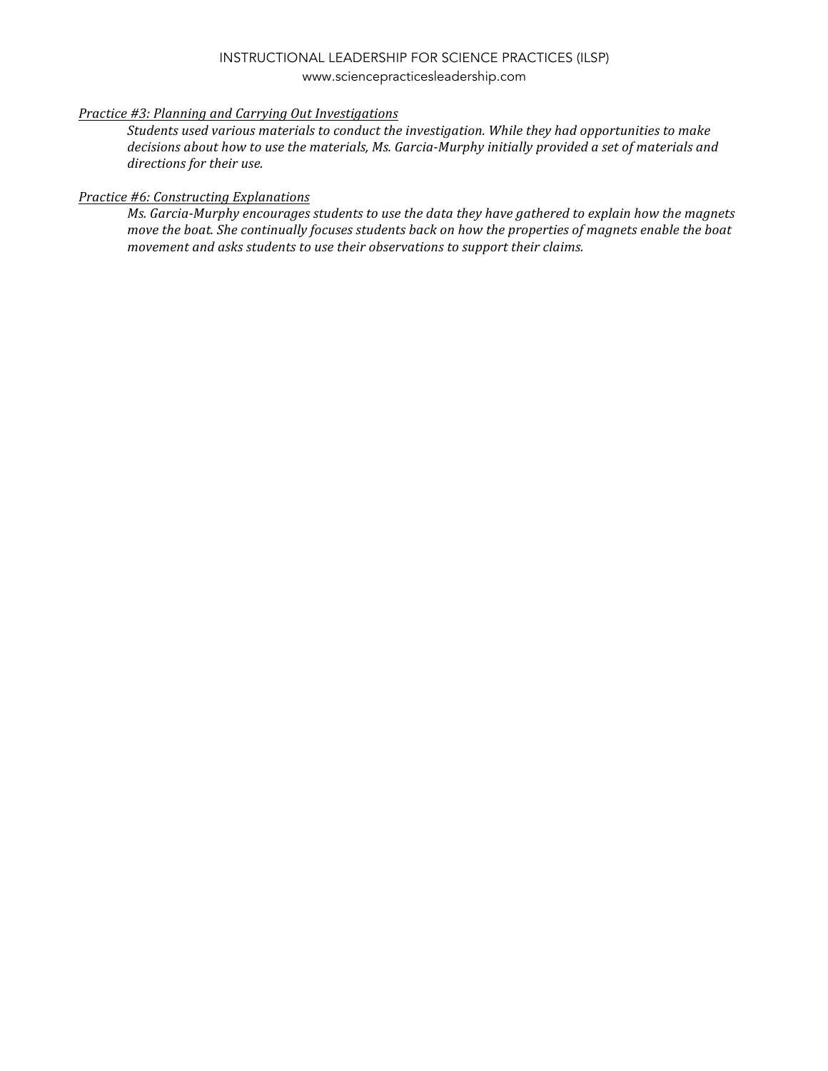*<u>Practice #3: Planning and Carrying Out Investigations</u>*

*Students used various materials to conduct the investigation. While they had opportunities to make decisions about how to use the materials, Ms. Garcia-Murphy initially provided a set of materials and directions for their use.*

*<u>Practice #6: Constructing Explanations</u>*

*Ms. Garcia-Murphy encourages students to use the data they have gathered to explain how the magnets move the boat. She continually focuses students back on how the properties of magnets enable the boat movement and asks students to use their observations to support their claims.*